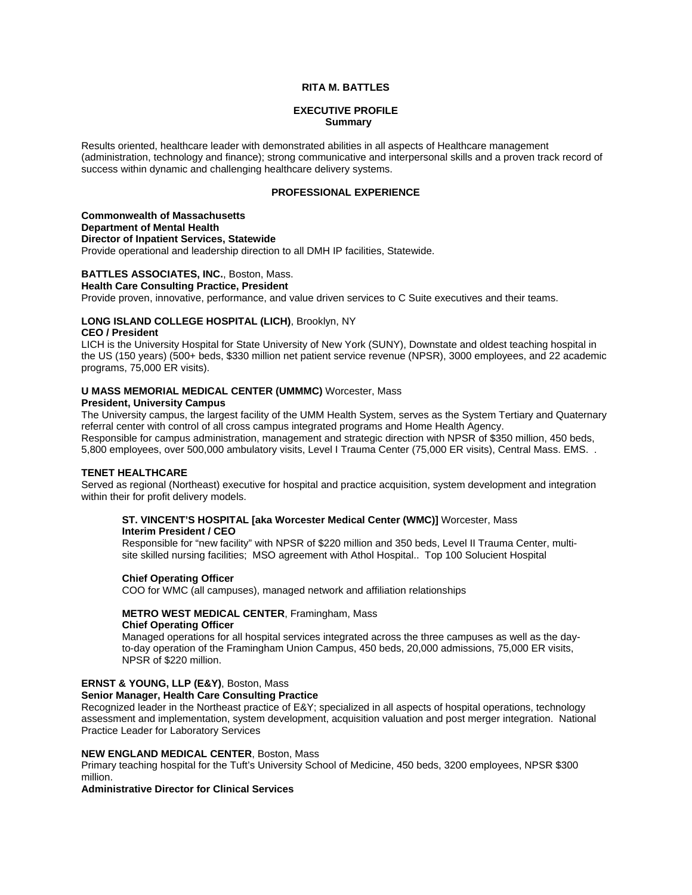# RITA M. BATTLES

## EXECUTIVE PROFILE
### Summary

Results oriented, healthcare leader with demonstrated abilities in all aspects of Healthcare management (administration, technology and finance); strong communicative and interpersonal skills and a proven track record of success within dynamic and challenging healthcare delivery systems.

## PROFESSIONAL EXPERIENCE

**Commonwealth of Massachusetts**
**Department of Mental Health**
**Director of Inpatient Services, Statewide**
Provide operational and leadership direction to all DMH IP facilities, Statewide.

**BATTLES ASSOCIATES, INC.**, Boston, Mass.
**Health Care Consulting Practice, President**
Provide proven, innovative, performance, and value driven services to C Suite executives and their teams.

**LONG ISLAND COLLEGE HOSPITAL (LICH)**, Brooklyn, NY
**CEO / President**
LICH is the University Hospital for State University of New York (SUNY), Downstate and oldest teaching hospital in the US (150 years) (500+ beds, $330 million net patient service revenue (NPSR), 3000 employees, and 22 academic programs, 75,000 ER visits).

**U MASS MEMORIAL MEDICAL CENTER (UMMMC)** Worcester, Mass
**President, University Campus**
The University campus, the largest facility of the UMM Health System, serves as the System Tertiary and Quaternary referral center with control of all cross campus integrated programs and Home Health Agency.
Responsible for campus administration, management and strategic direction with NPSR of $350 million, 450 beds, 5,800 employees, over 500,000 ambulatory visits, Level I Trauma Center (75,000 ER visits), Central Mass. EMS. .

**TENET HEALTHCARE**
Served as regional (Northeast) executive for hospital and practice acquisition, system development and integration within their for profit delivery models.

> **ST. VINCENT'S HOSPITAL [aka Worcester Medical Center (WMC)]** Worcester, Mass
> **Interim President / CEO**
> Responsible for "new facility" with NPSR of $220 million and 350 beds, Level II Trauma Center, multi-site skilled nursing facilities; MSO agreement with Athol Hospital.. Top 100 Solucient Hospital
>
> **Chief Operating Officer**
> COO for WMC (all campuses), managed network and affiliation relationships
>
> **METRO WEST MEDICAL CENTER**, Framingham, Mass
> **Chief Operating Officer**
> Managed operations for all hospital services integrated across the three campuses as well as the day-to-day operation of the Framingham Union Campus, 450 beds, 20,000 admissions, 75,000 ER visits, NPSR of $220 million.

**ERNST & YOUNG, LLP (E&Y)**, Boston, Mass
**Senior Manager, Health Care Consulting Practice**
Recognized leader in the Northeast practice of E&Y; specialized in all aspects of hospital operations, technology assessment and implementation, system development, acquisition valuation and post merger integration. National Practice Leader for Laboratory Services

**NEW ENGLAND MEDICAL CENTER**, Boston, Mass
Primary teaching hospital for the Tuft's University School of Medicine, 450 beds, 3200 employees, NPSR $300 million.
**Administrative Director for Clinical Services**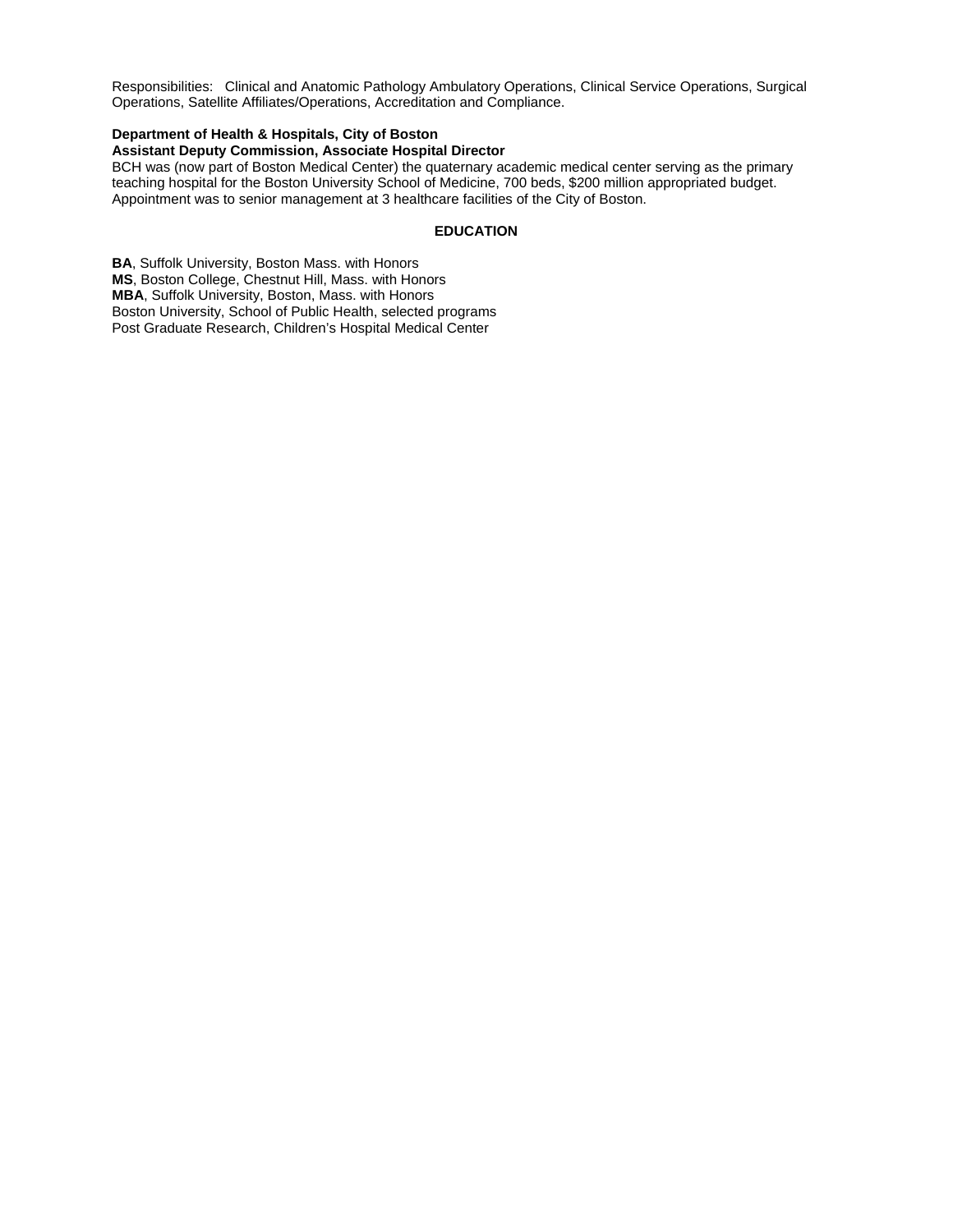Responsibilities: Clinical and Anatomic Pathology Ambulatory Operations, Clinical Service Operations, Surgical Operations, Satellite Affiliates/Operations, Accreditation and Compliance.

**Department of Health & Hospitals, City of Boston**
**Assistant Deputy Commission, Associate Hospital Director**
BCH was (now part of Boston Medical Center) the quaternary academic medical center serving as the primary teaching hospital for the Boston University School of Medicine, 700 beds, $200 million appropriated budget. Appointment was to senior management at 3 healthcare facilities of the City of Boston.

## EDUCATION

**BA**, Suffolk University, Boston Mass. with Honors
**MS**, Boston College, Chestnut Hill, Mass. with Honors
**MBA**, Suffolk University, Boston, Mass. with Honors
Boston University, School of Public Health, selected programs
Post Graduate Research, Children's Hospital Medical Center